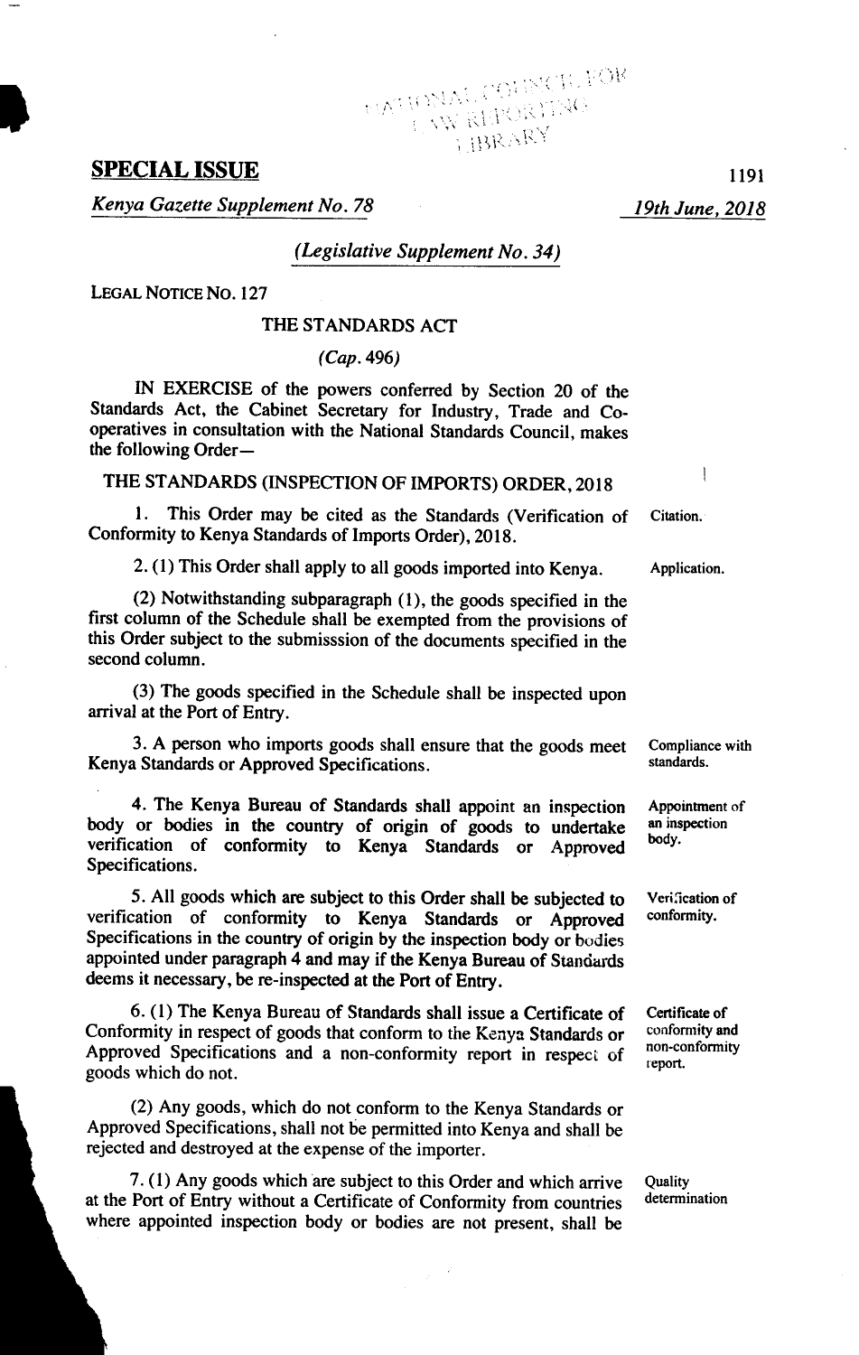**SPECIAL ISSUE**

*Kenya Gazette Supplement No. 78* — *19th June, 2018*

*(Legislative Supplement No. 34)*

LEGAL NOTICE NO. 127

## THE STANDARDS ACT

*(Cap. 496)*

IN EXERCISE of the powers conferred by Section 20 of the Standards Act, the Cabinet Secretary for Industry, Trade and Co-operatives in consultation with the National Standards Council, makes the following Order—

## THE STANDARDS (INSPECTION OF IMPORTS) ORDER, 2018

Citation.

1. This Order may be cited as the Standards (Verification of Conformity to Kenya Standards of Imports Order), 2018.

Application.

2. (1) This Order shall apply to all goods imported into Kenya.

(2) Notwithstanding subparagraph (1), the goods specified in the first column of the Schedule shall be exempted from the provisions of this Order subject to the submisssion of the documents specified in the second column.

(3) The goods specified in the Schedule shall be inspected upon arrival at the Port of Entry.

Compliance with standards.

3. A person who imports goods shall ensure that the goods meet Kenya Standards or Approved Specifications.

Appointment of an inspection body.

4. The Kenya Bureau of Standards shall appoint an inspection body or bodies in the country of origin of goods to undertake verification of conformity to Kenya Standards or Approved Specifications.

Verification of conformity.

5. All goods which are subject to this Order shall be subjected to verification of conformity to Kenya Standards or Approved Specifications in the country of origin by the inspection body or bodies appointed under paragraph 4 and may if the Kenya Bureau of Standards deems it necessary, be re-inspected at the Port of Entry.

Certificate of conformity and non-conformity report.

6. (1) The Kenya Bureau of Standards shall issue a Certificate of Conformity in respect of goods that conform to the Kenya Standards or Approved Specifications and a non-conformity report in respect of goods which do not.

(2) Any goods, which do not conform to the Kenya Standards or Approved Specifications, shall not be permitted into Kenya and shall be rejected and destroyed at the expense of the importer.

Quality determination

7. (1) Any goods which are subject to this Order and which arrive at the Port of Entry without a Certificate of Conformity from countries where appointed inspection body or bodies are not present, shall be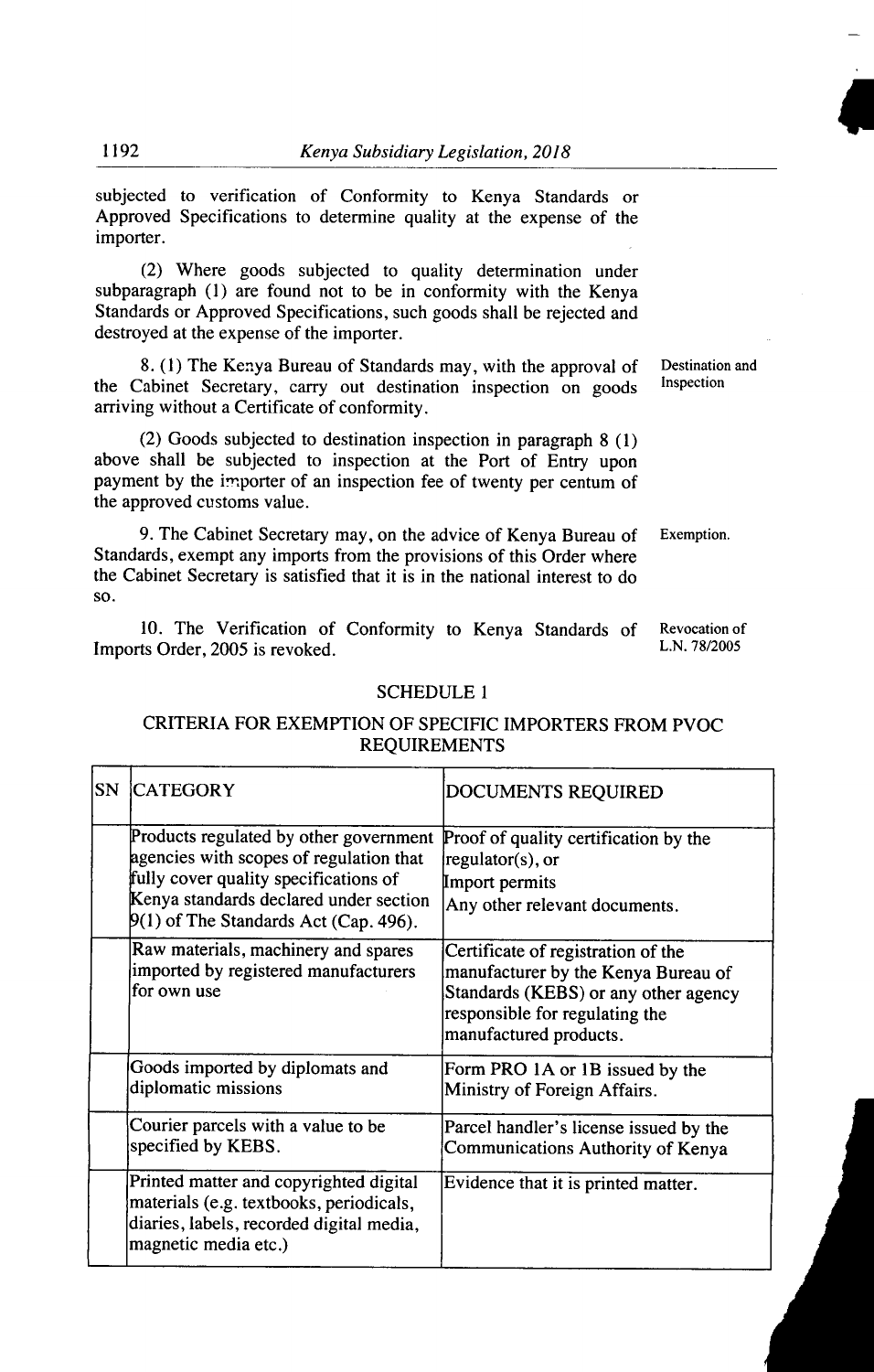subjected to verification of Conformity to Kenya Standards or Approved Specifications to determine quality at the expense of the importer.

(2) Where goods subjected to quality determination under subparagraph (1) are found not to be in conformity with the Kenya Standards or Approved Specifications, such goods shall be rejected and destroyed at the expense of the importer.

Destination and Inspection

8. (1) The Kenya Bureau of Standards may, with the approval of the Cabinet Secretary, carry out destination inspection on goods arriving without a Certificate of conformity.

(2) Goods subjected to destination inspection in paragraph 8 (1) above shall be subjected to inspection at the Port of Entry upon payment by the importer of an inspection fee of twenty per centum of the approved customs value.

Exemption.

9. The Cabinet Secretary may, on the advice of Kenya Bureau of Standards, exempt any imports from the provisions of this Order where the Cabinet Secretary is satisfied that it is in the national interest to do so.

Revocation of L.N. 78/2005

10. The Verification of Conformity to Kenya Standards of Imports Order, 2005 is revoked.

## SCHEDULE 1

### CRITERIA FOR EXEMPTION OF SPECIFIC IMPORTERS FROM PVOC REQUIREMENTS

| SN | CATEGORY | DOCUMENTS REQUIRED |
|---|---|---|
| | Products regulated by other government agencies with scopes of regulation that fully cover quality specifications of Kenya standards declared under section 9(1) of The Standards Act (Cap. 496). | Proof of quality certification by the regulator(s), or Import permits Any other relevant documents. |
| | Raw materials, machinery and spares imported by registered manufacturers for own use | Certificate of registration of the manufacturer by the Kenya Bureau of Standards (KEBS) or any other agency responsible for regulating the manufactured products. |
| | Goods imported by diplomats and diplomatic missions | Form PRO 1A or 1B issued by the Ministry of Foreign Affairs. |
| | Courier parcels with a value to be specified by KEBS. | Parcel handler's license issued by the Communications Authority of Kenya |
| | Printed matter and copyrighted digital materials (e.g. textbooks, periodicals, diaries, labels, recorded digital media, magnetic media etc.) | Evidence that it is printed matter. |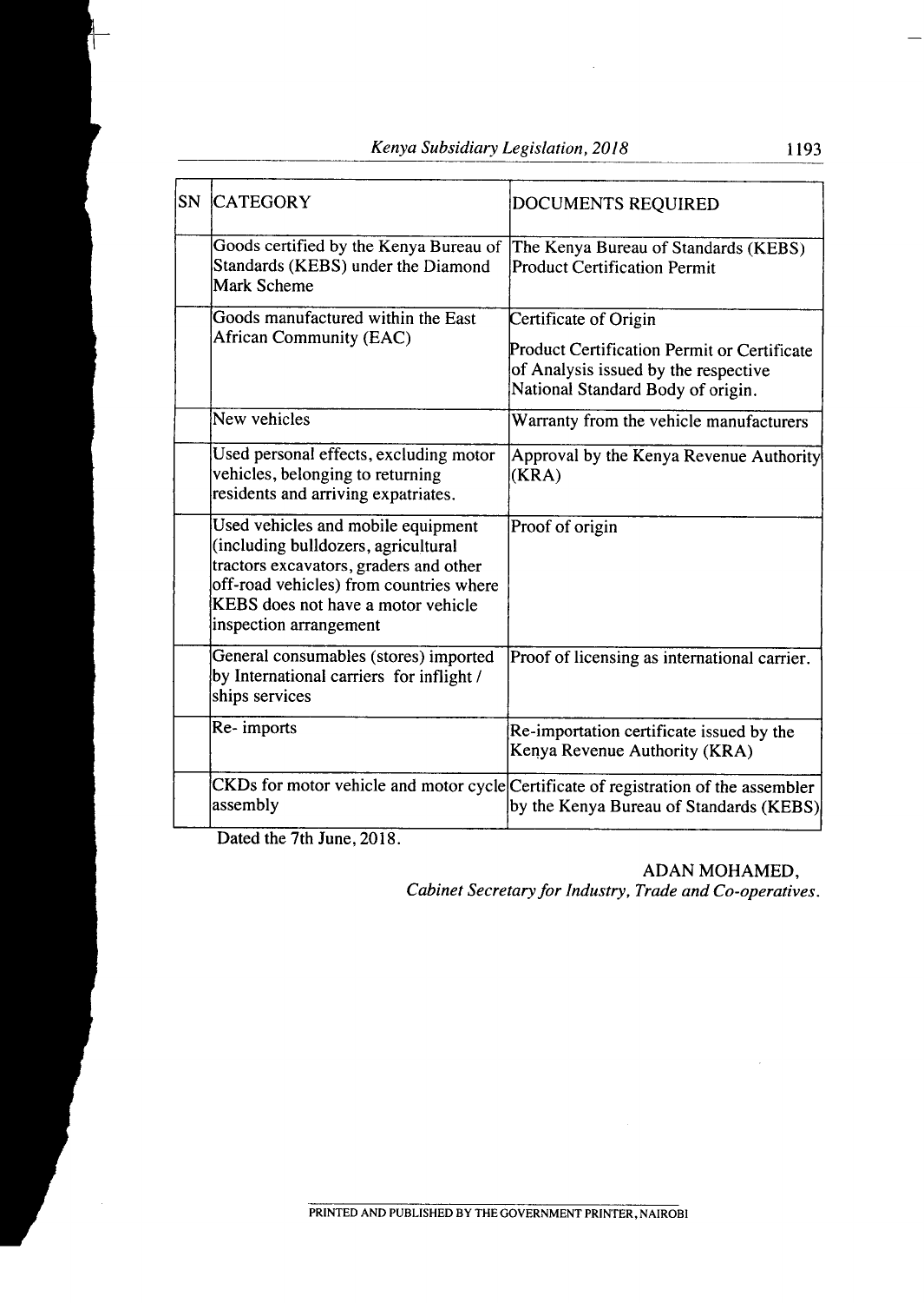| SN | CATEGORY | DOCUMENTS REQUIRED |
|---|---|---|
| | Goods certified by the Kenya Bureau of Standards (KEBS) under the Diamond Mark Scheme | The Kenya Bureau of Standards (KEBS) Product Certification Permit |
| | Goods manufactured within the East African Community (EAC) | Certificate of Origin<br><br>Product Certification Permit or Certificate of Analysis issued by the respective National Standard Body of origin. |
| | New vehicles | Warranty from the vehicle manufacturers |
| | Used personal effects, excluding motor vehicles, belonging to returning residents and arriving expatriates. | Approval by the Kenya Revenue Authority (KRA) |
| | Used vehicles and mobile equipment (including bulldozers, agricultural tractors excavators, graders and other off-road vehicles) from countries where KEBS does not have a motor vehicle inspection arrangement | Proof of origin |
| | General consumables (stores) imported by International carriers for inflight / ships services | Proof of licensing as international carrier. |
| | Re- imports | Re-importation certificate issued by the Kenya Revenue Authority (KRA) |
| | CKDs for motor vehicle and motor cycle assembly | Certificate of registration of the assembler by the Kenya Bureau of Standards (KEBS) |

Dated the 7th June, 2018.

ADAN MOHAMED,
*Cabinet Secretary for Industry, Trade and Co-operatives.*

PRINTED AND PUBLISHED BY THE GOVERNMENT PRINTER, NAIROBI